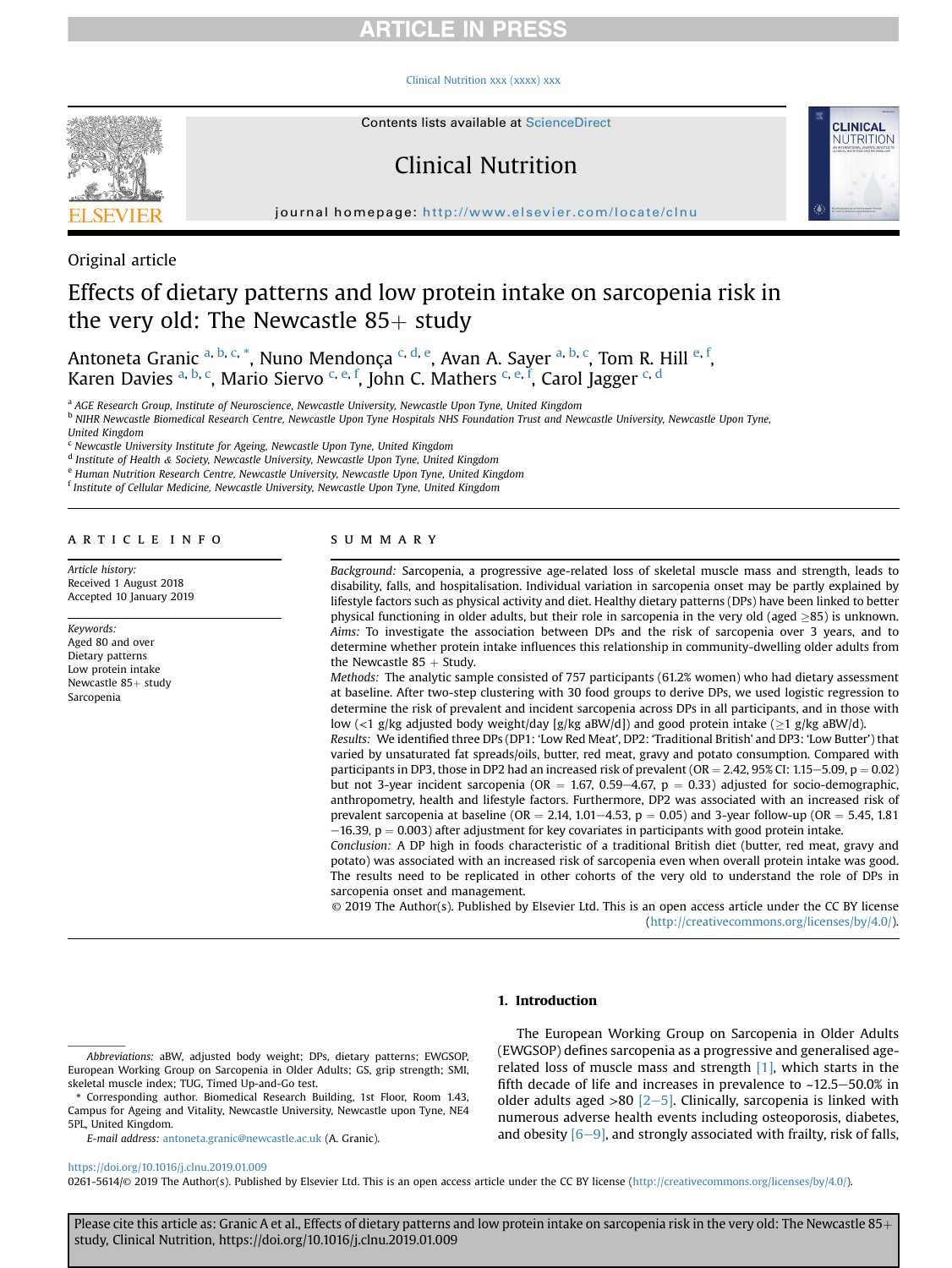Original article

# Effects of dietary patterns and low protein intake on sarcopenia risk in the very old: The Newcastle 85+ study

Antoneta Granic [a, b, c, *], Nuno Mendonça [c, d, e], Avan A. Sayer [a, b, c], Tom R. Hill [e, f], Karen Davies [a, b, c], Mario Siervo [c, e, f], John C. Mathers [c, e, f], Carol Jagger [c, d]

[a] AGE Research Group, Institute of Neuroscience, Newcastle University, Newcastle Upon Tyne, United Kingdom
[b] NIHR Newcastle Biomedical Research Centre, Newcastle Upon Tyne Hospitals NHS Foundation Trust and Newcastle University, Newcastle Upon Tyne, United Kingdom
[c] Newcastle University Institute for Ageing, Newcastle Upon Tyne, United Kingdom
[d] Institute of Health & Society, Newcastle University, Newcastle Upon Tyne, United Kingdom
[e] Human Nutrition Research Centre, Newcastle University, Newcastle Upon Tyne, United Kingdom
[f] Institute of Cellular Medicine, Newcastle University, Newcastle Upon Tyne, United Kingdom

## ARTICLE INFO

*Article history:*
Received 1 August 2018
Accepted 10 January 2019

*Keywords:*
Aged 80 and over
Dietary patterns
Low protein intake
Newcastle 85+ study
Sarcopenia

## SUMMARY

*Background:* Sarcopenia, a progressive age-related loss of skeletal muscle mass and strength, leads to disability, falls, and hospitalisation. Individual variation in sarcopenia onset may be partly explained by lifestyle factors such as physical activity and diet. Healthy dietary patterns (DPs) have been linked to better physical functioning in older adults, but their role in sarcopenia in the very old (aged ≥85) is unknown.

*Aims:* To investigate the association between DPs and the risk of sarcopenia over 3 years, and to determine whether protein intake influences this relationship in community-dwelling older adults from the Newcastle 85 + Study.

*Methods:* The analytic sample consisted of 757 participants (61.2% women) who had dietary assessment at baseline. After two-step clustering with 30 food groups to derive DPs, we used logistic regression to determine the risk of prevalent and incident sarcopenia across DPs in all participants, and in those with low (<1 g/kg adjusted body weight/day [g/kg aBW/d]) and good protein intake (≥1 g/kg aBW/d).

*Results:* We identified three DPs (DP1: 'Low Red Meat', DP2: 'Traditional British' and DP3: 'Low Butter') that varied by unsaturated fat spreads/oils, butter, red meat, gravy and potato consumption. Compared with participants in DP3, those in DP2 had an increased risk of prevalent (OR = 2.42, 95% CI: 1.15–5.09, p = 0.02) but not 3-year incident sarcopenia (OR = 1.67, 0.59–4.67, p = 0.33) adjusted for socio-demographic, anthropometry, health and lifestyle factors. Furthermore, DP2 was associated with an increased risk of prevalent sarcopenia at baseline (OR = 2.14, 1.01–4.53, p = 0.05) and 3-year follow-up (OR = 5.45, 1.81–16.39, p = 0.003) after adjustment for key covariates in participants with good protein intake.

*Conclusion:* A DP high in foods characteristic of a traditional British diet (butter, red meat, gravy and potato) was associated with an increased risk of sarcopenia even when overall protein intake was good. The results need to be replicated in other cohorts of the very old to understand the role of DPs in sarcopenia onset and management.

© 2019 The Author(s). Published by Elsevier Ltd. This is an open access article under the CC BY license (http://creativecommons.org/licenses/by/4.0/).

## 1. Introduction

The European Working Group on Sarcopenia in Older Adults (EWGSOP) defines sarcopenia as a progressive and generalised age-related loss of muscle mass and strength [1], which starts in the fifth decade of life and increases in prevalence to ~12.5–50.0% in older adults aged >80 [2–5]. Clinically, sarcopenia is linked with numerous adverse health events including osteoporosis, diabetes, and obesity [6–9], and strongly associated with frailty, risk of falls,

*Abbreviations:* aBW, adjusted body weight; DPs, dietary patterns; EWGSOP, European Working Group on Sarcopenia in Older Adults; GS, grip strength; SMI, skeletal muscle index; TUG, Timed Up-and-Go test.

\* Corresponding author. Biomedical Research Building, 1st Floor, Room 1.43, Campus for Ageing and Vitality, Newcastle University, Newcastle upon Tyne, NE4 5PL, United Kingdom.

*E-mail address:* antoneta.granic@newcastle.ac.uk (A. Granic).

https://doi.org/10.1016/j.clnu.2019.01.009

0261-5614/© 2019 The Author(s). Published by Elsevier Ltd. This is an open access article under the CC BY license (http://creativecommons.org/licenses/by/4.0/).

Please cite this article as: Granic A et al., Effects of dietary patterns and low protein intake on sarcopenia risk in the very old: The Newcastle 85+ study, Clinical Nutrition, https://doi.org/10.1016/j.clnu.2019.01.009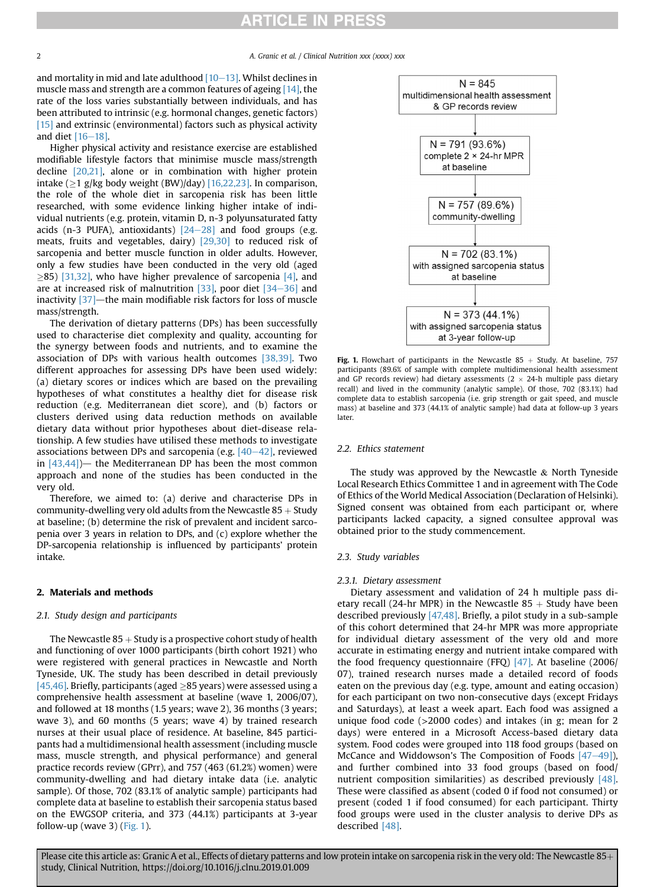and mortality in mid and late adulthood [10–13]. Whilst declines in muscle mass and strength are a common features of ageing [14], the rate of the loss varies substantially between individuals, and has been attributed to intrinsic (e.g. hormonal changes, genetic factors) [15] and extrinsic (environmental) factors such as physical activity and diet [16–18].

Higher physical activity and resistance exercise are established modifiable lifestyle factors that minimise muscle mass/strength decline [20,21], alone or in combination with higher protein intake (≥1 g/kg body weight (BW)/day) [16,22,23]. In comparison, the role of the whole diet in sarcopenia risk has been little researched, with some evidence linking higher intake of individual nutrients (e.g. protein, vitamin D, n-3 polyunsaturated fatty acids (n-3 PUFA), antioxidants) [24–28] and food groups (e.g. meats, fruits and vegetables, dairy) [29,30] to reduced risk of sarcopenia and better muscle function in older adults. However, only a few studies have been conducted in the very old (aged ≥85) [31,32], who have higher prevalence of sarcopenia [4], and are at increased risk of malnutrition [33], poor diet [34–36] and inactivity [37]—the main modifiable risk factors for loss of muscle mass/strength.

The derivation of dietary patterns (DPs) has been successfully used to characterise diet complexity and quality, accounting for the synergy between foods and nutrients, and to examine the association of DPs with various health outcomes [38,39]. Two different approaches for assessing DPs have been used widely: (a) dietary scores or indices which are based on the prevailing hypotheses of what constitutes a healthy diet for disease risk reduction (e.g. Mediterranean diet score), and (b) factors or clusters derived using data reduction methods on available dietary data without prior hypotheses about diet-disease relationship. A few studies have utilised these methods to investigate associations between DPs and sarcopenia (e.g. [40–42], reviewed in [43,44])— the Mediterranean DP has been the most common approach and none of the studies has been conducted in the very old.

Therefore, we aimed to: (a) derive and characterise DPs in community-dwelling very old adults from the Newcastle 85+ Study at baseline; (b) determine the risk of prevalent and incident sarcopenia over 3 years in relation to DPs, and (c) explore whether the DP-sarcopenia relationship is influenced by participants' protein intake.

## 2. Materials and methods

### 2.1. Study design and participants

The Newcastle 85+ Study is a prospective cohort study of health and functioning of over 1000 participants (birth cohort 1921) who were registered with general practices in Newcastle and North Tyneside, UK. The study has been described in detail previously [45,46]. Briefly, participants (aged ≥85 years) were assessed using a comprehensive health assessment at baseline (wave 1, 2006/07), and followed at 18 months (1.5 years; wave 2), 36 months (3 years; wave 3), and 60 months (5 years; wave 4) by trained research nurses at their usual place of residence. At baseline, 845 participants had a multidimensional health assessment (including muscle mass, muscle strength, and physical performance) and general practice records review (GPrr), and 757 (463 (61.2%) women) were community-dwelling and had dietary intake data (i.e. analytic sample). Of those, 702 (83.1% of analytic sample) participants had complete data at baseline to establish their sarcopenia status based on the EWGSOP criteria, and 373 (44.1%) participants at 3-year follow-up (wave 3) (Fig. 1).

N = 845 multidimensional health assessment & GP records review
→ N = 791 (93.6%) complete 2 × 24-hr MPR at baseline
→ N = 757 (89.6%) community-dwelling
→ N = 702 (83.1%) with assigned sarcopenia status at baseline
→ N = 373 (44.1%) with assigned sarcopenia status at 3-year follow-up

**Fig. 1.** Flowchart of participants in the Newcastle 85+ Study. At baseline, 757 participants (89.6% of sample with complete multidimensional health assessment and GP records review) had dietary assessments (2 × 24-h multiple pass dietary recall) and lived in the community (analytic sample). Of those, 702 (83.1%) had complete data to establish sarcopenia (i.e. grip strength or gait speed, and muscle mass) at baseline and 373 (44.1% of analytic sample) had data at follow-up 3 years later.

### 2.2. Ethics statement

The study was approved by the Newcastle & North Tyneside Local Research Ethics Committee 1 and in agreement with The Code of Ethics of the World Medical Association (Declaration of Helsinki). Signed consent was obtained from each participant or, where participants lacked capacity, a signed consultee approval was obtained prior to the study commencement.

### 2.3. Study variables

#### 2.3.1. Dietary assessment

Dietary assessment and validation of 24 h multiple pass dietary recall (24-hr MPR) in the Newcastle 85+ Study have been described previously [47,48]. Briefly, a pilot study in a sub-sample of this cohort determined that 24-hr MPR was more appropriate for individual dietary assessment of the very old and more accurate in estimating energy and nutrient intake compared with the food frequency questionnaire (FFQ) [47]. At baseline (2006/07), trained research nurses made a detailed record of foods eaten on the previous day (e.g. type, amount and eating occasion) for each participant on two non-consecutive days (except Fridays and Saturdays), at least a week apart. Each food was assigned a unique food code (>2000 codes) and intakes (in g; mean for 2 days) were entered in a Microsoft Access-based dietary data system. Food codes were grouped into 118 food groups (based on McCance and Widdowson's The Composition of Foods [47–49]), and further combined into 33 food groups (based on food/nutrient composition similarities) as described previously [48]. These were classified as absent (coded 0 if food not consumed) or present (coded 1 if food consumed) for each participant. Thirty food groups were used in the cluster analysis to derive DPs as described [48].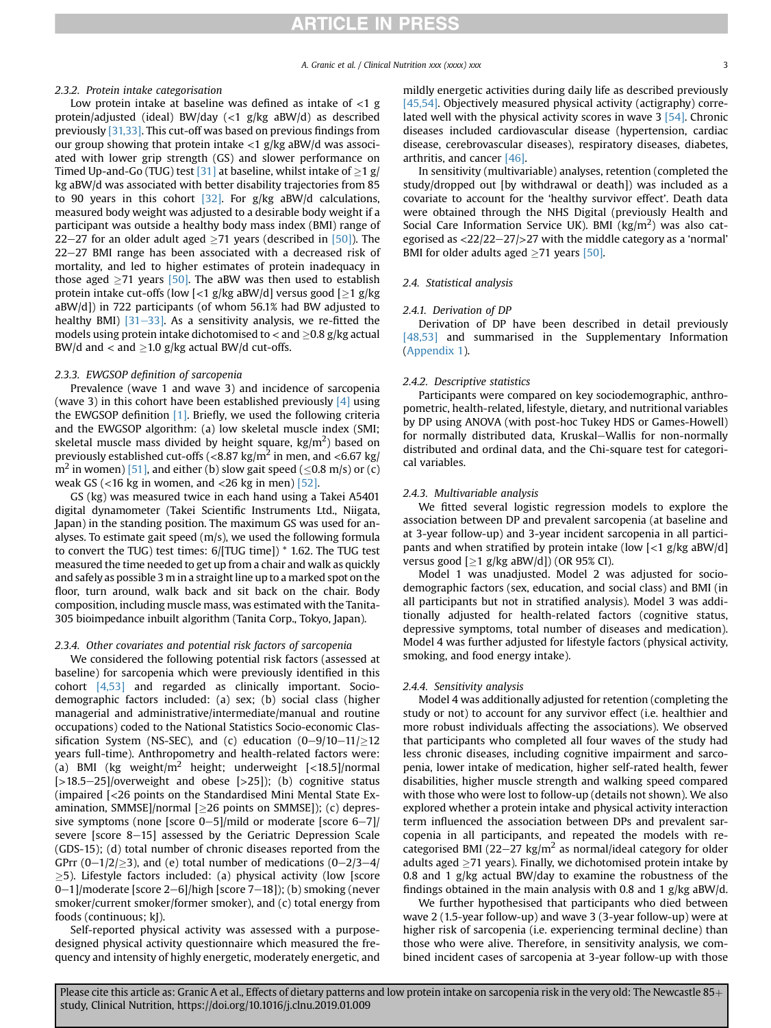#### 2.3.2. Protein intake categorisation

Low protein intake at baseline was defined as intake of <1 g protein/adjusted (ideal) BW/day (<1 g/kg aBW/d) as described previously [31,33]. This cut-off was based on previous findings from our group showing that protein intake <1 g/kg aBW/d was associated with lower grip strength (GS) and slower performance on Timed Up-and-Go (TUG) test [31] at baseline, whilst intake of ≥1 g/kg aBW/d was associated with better disability trajectories from 85 to 90 years in this cohort [32]. For g/kg aBW/d calculations, measured body weight was adjusted to a desirable body weight if a participant was outside a healthy body mass index (BMI) range of 22–27 for an older adult aged ≥71 years (described in [50]). The 22–27 BMI range has been associated with a decreased risk of mortality, and led to higher estimates of protein inadequacy in those aged ≥71 years [50]. The aBW was then used to establish protein intake cut-offs (low [<1 g/kg aBW/d] versus good [≥1 g/kg aBW/d]) in 722 participants (of whom 56.1% had BW adjusted to healthy BMI) [31–33]. As a sensitivity analysis, we re-fitted the models using protein intake dichotomised to < and ≥0.8 g/kg actual BW/d and < and ≥1.0 g/kg actual BW/d cut-offs.

#### 2.3.3. EWGSOP definition of sarcopenia

Prevalence (wave 1 and wave 3) and incidence of sarcopenia (wave 3) in this cohort have been established previously [4] using the EWGSOP definition [1]. Briefly, we used the following criteria and the EWGSOP algorithm: (a) low skeletal muscle index (SMI; skeletal muscle mass divided by height square, kg/m$^2$) based on previously established cut-offs (<8.87 kg/m$^2$ in men, and <6.67 kg/m$^2$ in women) [51], and either (b) slow gait speed (≤0.8 m/s) or (c) weak GS (<16 kg in women, and <26 kg in men) [52].

GS (kg) was measured twice in each hand using a Takei A5401 digital dynamometer (Takei Scientific Instruments Ltd., Niigata, Japan) in the standing position. The maximum GS was used for analyses. To estimate gait speed (m/s), we used the following formula to convert the TUG) test times: 6/[TUG time]) * 1.62. The TUG test measured the time needed to get up from a chair and walk as quickly and safely as possible 3 m in a straight line up to a marked spot on the floor, turn around, walk back and sit back on the chair. Body composition, including muscle mass, was estimated with the Tanita-305 bioimpedance inbuilt algorithm (Tanita Corp., Tokyo, Japan).

#### 2.3.4. Other covariates and potential risk factors of sarcopenia

We considered the following potential risk factors (assessed at baseline) for sarcopenia which were previously identified in this cohort [4,53] and regarded as clinically important. Socio-demographic factors included: (a) sex; (b) social class (higher managerial and administrative/intermediate/manual and routine occupations) coded to the National Statistics Socio-economic Classification System (NS-SEC), and (c) education (0–9/10–11/≥12 years full-time). Anthropometry and health-related factors were: (a) BMI (kg weight/m$^2$ height; underweight [<18.5]/normal [>18.5–25]/overweight and obese [>25]); (b) cognitive status (impaired [<26 points on the Standardised Mini Mental State Examination, SMMSE]/normal [≥26 points on SMMSE]); (c) depressive symptoms (none [score 0–5]/mild or moderate [score 6–7]/severe [score 8–15] assessed by the Geriatric Depression Scale (GDS-15); (d) total number of chronic diseases reported from the GPrr (0–1/2/≥3), and (e) total number of medications (0–2/3–4/≥5). Lifestyle factors included: (a) physical activity (low [score 0–1]/moderate [score 2–6]/high [score 7–18]); (b) smoking (never smoker/current smoker/former smoker), and (c) total energy from foods (continuous; kJ).

Self-reported physical activity was assessed with a purpose-designed physical activity questionnaire which measured the frequency and intensity of highly energetic, moderately energetic, and mildly energetic activities during daily life as described previously [45,54]. Objectively measured physical activity (actigraphy) correlated well with the physical activity scores in wave 3 [54]. Chronic diseases included cardiovascular disease (hypertension, cardiac disease, cerebrovascular diseases), respiratory diseases, diabetes, arthritis, and cancer [46].

In sensitivity (multivariable) analyses, retention (completed the study/dropped out [by withdrawal or death]) was included as a covariate to account for the 'healthy survivor effect'. Death data were obtained through the NHS Digital (previously Health and Social Care Information Service UK). BMI (kg/m$^2$) was also categorised as <22/22–27/>27 with the middle category as a 'normal' BMI for older adults aged ≥71 years [50].

### 2.4. Statistical analysis

#### 2.4.1. Derivation of DP

Derivation of DP have been described in detail previously [48,53] and summarised in the Supplementary Information (Appendix 1).

#### 2.4.2. Descriptive statistics

Participants were compared on key sociodemographic, anthropometric, health-related, lifestyle, dietary, and nutritional variables by DP using ANOVA (with post-hoc Tukey HDS or Games-Howell) for normally distributed data, Kruskal–Wallis for non-normally distributed and ordinal data, and the Chi-square test for categorical variables.

#### 2.4.3. Multivariable analysis

We fitted several logistic regression models to explore the association between DP and prevalent sarcopenia (at baseline and at 3-year follow-up) and 3-year incident sarcopenia in all participants and when stratified by protein intake (low [<1 g/kg aBW/d] versus good [≥1 g/kg aBW/d]) (OR 95% CI).

Model 1 was unadjusted. Model 2 was adjusted for socio-demographic factors (sex, education, and social class) and BMI (in all participants but not in stratified analysis). Model 3 was additionally adjusted for health-related factors (cognitive status, depressive symptoms, total number of diseases and medication). Model 4 was further adjusted for lifestyle factors (physical activity, smoking, and food energy intake).

#### 2.4.4. Sensitivity analysis

Model 4 was additionally adjusted for retention (completing the study or not) to account for any survivor effect (i.e. healthier and more robust individuals affecting the associations). We observed that participants who completed all four waves of the study had less chronic diseases, including cognitive impairment and sarcopenia, lower intake of medication, higher self-rated health, fewer disabilities, higher muscle strength and walking speed compared with those who were lost to follow-up (details not shown). We also explored whether a protein intake and physical activity interaction term influenced the association between DPs and prevalent sarcopenia in all participants, and repeated the models with re-categorised BMI (22–27 kg/m$^2$ as normal/ideal category for older adults aged ≥71 years). Finally, we dichotomised protein intake by 0.8 and 1 g/kg actual BW/day to examine the robustness of the findings obtained in the main analysis with 0.8 and 1 g/kg aBW/d.

We further hypothesised that participants who died between wave 2 (1.5-year follow-up) and wave 3 (3-year follow-up) were at higher risk of sarcopenia (i.e. experiencing terminal decline) than those who were alive. Therefore, in sensitivity analysis, we combined incident cases of sarcopenia at 3-year follow-up with those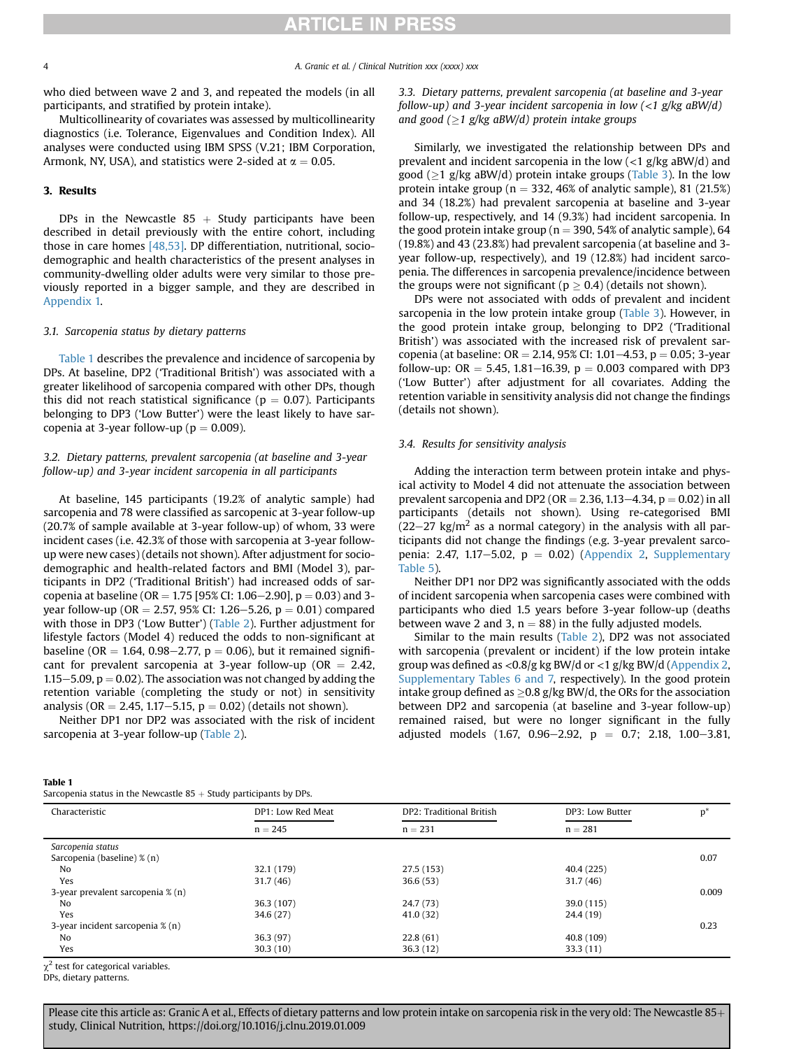who died between wave 2 and 3, and repeated the models (in all participants, and stratified by protein intake).

Multicollinearity of covariates was assessed by multicollinearity diagnostics (i.e. Tolerance, Eigenvalues and Condition Index). All analyses were conducted using IBM SPSS (V.21; IBM Corporation, Armonk, NY, USA), and statistics were 2-sided at $\alpha = 0.05$.

## 3. Results

DPs in the Newcastle 85 + Study participants have been described in detail previously with the entire cohort, including those in care homes [48,53]. DP differentiation, nutritional, sociodemographic and health characteristics of the present analyses in community-dwelling older adults were very similar to those previously reported in a bigger sample, and they are described in Appendix 1.

### 3.1. Sarcopenia status by dietary patterns

Table 1 describes the prevalence and incidence of sarcopenia by DPs. At baseline, DP2 ('Traditional British') was associated with a greater likelihood of sarcopenia compared with other DPs, though this did not reach statistical significance ($p = 0.07$). Participants belonging to DP3 ('Low Butter') were the least likely to have sarcopenia at 3-year follow-up ($p = 0.009$).

### 3.2. Dietary patterns, prevalent sarcopenia (at baseline and 3-year follow-up) and 3-year incident sarcopenia in all participants

At baseline, 145 participants (19.2% of analytic sample) had sarcopenia and 78 were classified as sarcopenic at 3-year follow-up (20.7% of sample available at 3-year follow-up) of whom, 33 were incident cases (i.e. 42.3% of those with sarcopenia at 3-year follow-up were new cases) (details not shown). After adjustment for sociodemographic and health-related factors and BMI (Model 3), participants in DP2 ('Traditional British') had increased odds of sarcopenia at baseline (OR = 1.75 [95% CI: 1.06–2.90], $p = 0.03$) and 3-year follow-up (OR = 2.57, 95% CI: 1.26–5.26, $p = 0.01$) compared with those in DP3 ('Low Butter') (Table 2). Further adjustment for lifestyle factors (Model 4) reduced the odds to non-significant at baseline (OR = 1.64, 0.98–2.77, $p = 0.06$), but it remained significant for prevalent sarcopenia at 3-year follow-up (OR = 2.42, 1.15–5.09, $p = 0.02$). The association was not changed by adding the retention variable (completing the study or not) in sensitivity analysis (OR = 2.45, 1.17–5.15, $p = 0.02$) (details not shown).

Neither DP1 nor DP2 was associated with the risk of incident sarcopenia at 3-year follow-up (Table 2).

### 3.3. Dietary patterns, prevalent sarcopenia (at baseline and 3-year follow-up) and 3-year incident sarcopenia in low (<1 g/kg aBW/d) and good (≥1 g/kg aBW/d) protein intake groups

Similarly, we investigated the relationship between DPs and prevalent and incident sarcopenia in the low (<1 g/kg aBW/d) and good (≥1 g/kg aBW/d) protein intake groups (Table 3). In the low protein intake group (n = 332, 46% of analytic sample), 81 (21.5%) and 34 (18.2%) had prevalent sarcopenia at baseline and 3-year follow-up, respectively, and 14 (9.3%) had incident sarcopenia. In the good protein intake group (n = 390, 54% of analytic sample), 64 (19.8%) and 43 (23.8%) had prevalent sarcopenia (at baseline and 3-year follow-up, respectively), and 19 (12.8%) had incident sarcopenia. The differences in sarcopenia prevalence/incidence between the groups were not significant ($p \geq 0.4$) (details not shown).

DPs were not associated with odds of prevalent and incident sarcopenia in the low protein intake group (Table 3). However, in the good protein intake group, belonging to DP2 ('Traditional British') was associated with the increased risk of prevalent sarcopenia (at baseline: OR = 2.14, 95% CI: 1.01–4.53, $p = 0.05$; 3-year follow-up: OR = 5.45, 1.81–16.39, $p = 0.003$ compared with DP3 ('Low Butter') after adjustment for all covariates. Adding the retention variable in sensitivity analysis did not change the findings (details not shown).

### 3.4. Results for sensitivity analysis

Adding the interaction term between protein intake and physical activity to Model 4 did not attenuate the association between prevalent sarcopenia and DP2 (OR = 2.36, 1.13–4.34, $p = 0.02$) in all participants (details not shown). Using re-categorised BMI (22–27 kg/m$^2$ as a normal category) in the analysis with all participants did not change the findings (e.g. 3-year prevalent sarcopenia: 2.47, 1.17–5.02, $p = 0.02$) (Appendix 2, Supplementary Table 5).

Neither DP1 nor DP2 was significantly associated with the odds of incident sarcopenia when sarcopenia cases were combined with participants who died 1.5 years before 3-year follow-up (deaths between wave 2 and 3, n = 88) in the fully adjusted models.

Similar to the main results (Table 2), DP2 was not associated with sarcopenia (prevalent or incident) if the low protein intake group was defined as <0.8/g kg BW/d or <1 g/kg BW/d (Appendix 2, Supplementary Tables 6 and 7, respectively). In the good protein intake group defined as ≥0.8 g/kg BW/d, the ORs for the association between DP2 and sarcopenia (at baseline and 3-year follow-up) remained raised, but were no longer significant in the fully adjusted models (1.67, 0.96–2.92, $p = 0.7$; 2.18, 1.00–3.81,

**Table 1**
Sarcopenia status in the Newcastle 85 + Study participants by DPs.

| Characteristic | DP1: Low Red Meat | DP2: Traditional British | DP3: Low Butter | p* |
|---|---|---|---|---|
| | n = 245 | n = 231 | n = 281 | |
| *Sarcopenia status* | | | | |
| Sarcopenia (baseline) % (n) | | | | 0.07 |
| No | 32.1 (179) | 27.5 (153) | 40.4 (225) | |
| Yes | 31.7 (46) | 36.6 (53) | 31.7 (46) | |
| 3-year prevalent sarcopenia % (n) | | | | 0.009 |
| No | 36.3 (107) | 24.7 (73) | 39.0 (115) | |
| Yes | 34.6 (27) | 41.0 (32) | 24.4 (19) | |
| 3-year incident sarcopenia % (n) | | | | 0.23 |
| No | 36.3 (97) | 22.8 (61) | 40.8 (109) | |
| Yes | 30.3 (10) | 36.3 (12) | 33.3 (11) | |

$\chi^2$ test for categorical variables.
DPs, dietary patterns.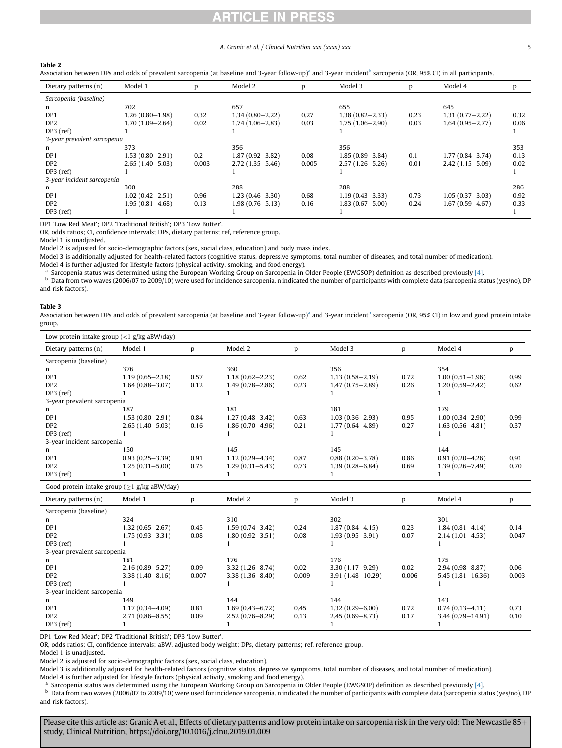**Table 2**
Association between DPs and odds of prevalent sarcopenia (at baseline and 3-year follow-up)[a] and 3-year incident[b] sarcopenia (OR, 95% CI) in all participants.

| Dietary patterns (n) | Model 1 | p | Model 2 | p | Model 3 | p | Model 4 | p |
|---|---|---|---|---|---|---|---|---|
| *Sarcopenia (baseline)* | | | | | | | | |
| n | 702 | | 657 | | 655 | | 645 | |
| DP1 | 1.26 (0.80–1.98) | 0.32 | 1.34 (0.80–2.22) | 0.27 | 1.38 (0.82–2.33) | 0.23 | 1.31 (0.77–2.22) | 0.32 |
| DP2 | 1.70 (1.09–2.64) | 0.02 | 1.74 (1.06–2.83) | 0.03 | 1.75 (1.06–2.90) | 0.03 | 1.64 (0.95–2.77) | 0.06 |
| DP3 (ref) | 1 | | 1 | | 1 | | | 1 |
| *3-year prevalent sarcopenia* | | | | | | | | |
| n | 373 | | 356 | | 356 | | | 353 |
| DP1 | 1.53 (0.80–2.91) | 0.2 | 1.87 (0.92–3.82) | 0.08 | 1.85 (0.89–3.84) | 0.1 | 1.77 (0.84–3.74) | 0.13 |
| DP2 | 2.65 (1.40–5.03) | 0.003 | 2.72 (1.35–5.46) | 0.005 | 2.57 (1.26–5.26) | 0.01 | 2.42 (1.15–5.09) | 0.02 |
| DP3 (ref) | 1 | | 1 | | 1 | | | 1 |
| *3-year incident sarcopenia* | | | | | | | | |
| n | 300 | | 288 | | 288 | | | 286 |
| DP1 | 1.02 (0.42–2.51) | 0.96 | 1.23 (0.46–3.30) | 0.68 | 1.19 (0.43–3.33) | 0.73 | 1.05 (0.37–3.03) | 0.92 |
| DP2 | 1.95 (0.81–4.68) | 0.13 | 1.98 (0.76–5.13) | 0.16 | 1.83 (0.67–5.00) | 0.24 | 1.67 (0.59–4.67) | 0.33 |
| DP3 (ref) | 1 | | 1 | | 1 | | | 1 |

DP1 'Low Red Meat'; DP2 'Traditional British'; DP3 'Low Butter'.
OR, odds ratios; CI, confidence intervals; DPs, dietary patterns; ref, reference group.
Model 1 is unadjusted.
Model 2 is adjusted for socio-demographic factors (sex, social class, education) and body mass index.
Model 3 is additionally adjusted for health-related factors (cognitive status, depressive symptoms, total number of diseases, and total number of medication).
Model 4 is further adjusted for lifestyle factors (physical activity, smoking, and food energy).
[a] Sarcopenia status was determined using the European Working Group on Sarcopenia in Older People (EWGSOP) definition as described previously [4].
[b] Data from two waves (2006/07 to 2009/10) were used for incidence sarcopenia. n indicated the number of participants with complete data (sarcopenia status (yes/no), DP and risk factors).

**Table 3**
Association between DPs and odds of prevalent sarcopenia (at baseline and 3-year follow-up)[a] and 3-year incident[b] sarcopenia (OR, 95% CI) in low and good protein intake group.

| Low protein intake group (<1 g/kg aBW/day) | | | | | | | | |
|---|---|---|---|---|---|---|---|---|
| Dietary patterns (n) | Model 1 | p | Model 2 | p | Model 3 | p | Model 4 | p |
| Sarcopenia (baseline) | | | | | | | | |
| n | 376 | | 360 | | 356 | | 354 | |
| DP1 | 1.19 (0.65–2.18) | 0.57 | 1.18 (0.62–2.23) | 0.62 | 1.13 (0.58–2.19) | 0.72 | 1.00 (0.51–1.96) | 0.99 |
| DP2 | 1.64 (0.88–3.07) | 0.12 | 1.49 (0.78–2.86) | 0.23 | 1.47 (0.75–2.89) | 0.26 | 1.20 (0.59–2.42) | 0.62 |
| DP3 (ref) | 1 | | 1 | | 1 | | 1 | |
| 3-year prevalent sarcopenia | | | | | | | | |
| n | 187 | | 181 | | 181 | | 179 | |
| DP1 | 1.53 (0.80–2.91) | 0.84 | 1.27 (0.48–3.42) | 0.63 | 1.03 (0.36–2.93) | 0.95 | 1.00 (0.34–2.90) | 0.99 |
| DP2 | 2.65 (1.40–5.03) | 0.16 | 1.86 (0.70–4.96) | 0.21 | 1.77 (0.64–4.89) | 0.27 | 1.63 (0.56–4.81) | 0.37 |
| DP3 (ref) | 1 | | 1 | | 1 | | 1 | |
| 3-year incident sarcopenia | | | | | | | | |
| n | 150 | | 145 | | 145 | | 144 | |
| DP1 | 0.93 (0.25–3.39) | 0.91 | 1.12 (0.29–4.34) | 0.87 | 0.88 (0.20–3.78) | 0.86 | 0.91 (0.20–4.26) | 0.91 |
| DP2 | 1.25 (0.31–5.00) | 0.75 | 1.29 (0.31–5.43) | 0.73 | 1.39 (0.28–6.84) | 0.69 | 1.39 (0.26–7.49) | 0.70 |
| DP3 (ref) | 1 | | 1 | | 1 | | 1 | |
| **Good protein intake group (≥1 g/kg aBW/day)** | | | | | | | | |
| Dietary patterns (n) | Model 1 | p | Model 2 | p | Model 3 | p | Model 4 | p |
| Sarcopenia (baseline) | | | | | | | | |
| n | 324 | | 310 | | 302 | | 301 | |
| DP1 | 1.32 (0.65–2.67) | 0.45 | 1.59 (0.74–3.42) | 0.24 | 1.87 (0.84–4.15) | 0.23 | 1.84 (0.81–4.14) | 0.14 |
| DP2 | 1.75 (0.93–3.31) | 0.08 | 1.80 (0.92–3.51) | 0.08 | 1.93 (0.95–3.91) | 0.07 | 2.14 (1.01–4.53) | 0.047 |
| DP3 (ref) | 1 | | 1 | | 1 | | 1 | |
| 3-year prevalent sarcopenia | | | | | | | | |
| n | 181 | | 176 | | 176 | | 175 | |
| DP1 | 2.16 (0.89–5.27) | 0.09 | 3.32 (1.26–8.74) | 0.02 | 3.30 (1.17–9.29) | 0.02 | 2.94 (0.98–8.87) | 0.06 |
| DP2 | 3.38 (1.40–8.16) | 0.007 | 3.38 (1.36–8.40) | 0.009 | 3.91 (1.48–10.29) | 0.006 | 5.45 (1.81–16.36) | 0.003 |
| DP3 (ref) | 1 | | 1 | | 1 | | 1 | |
| 3-year incident sarcopenia | | | | | | | | |
| n | 149 | | 144 | | 144 | | 143 | |
| DP1 | 1.17 (0.34–4.09) | 0.81 | 1.69 (0.43–6.72) | 0.45 | 1.32 (0.29–6.00) | 0.72 | 0.74 (0.13–4.11) | 0.73 |
| DP2 | 2.71 (0.86–8.55) | 0.09 | 2.52 (0.76–8.29) | 0.13 | 2.45 (0.69–8.73) | 0.17 | 3.44 (0.79–14.91) | 0.10 |
| DP3 (ref) | 1 | | 1 | | 1 | | 1 | |

DP1 'Low Red Meat'; DP2 'Traditional British'; DP3 'Low Butter'.
OR, odds ratios; CI, confidence intervals; aBW, adjusted body weight; DPs, dietary patterns; ref, reference group.
Model 1 is unadjusted.
Model 2 is adjusted for socio-demographic factors (sex, social class, education).
Model 3 is additionally adjusted for health-related factors (cognitive status, depressive symptoms, total number of diseases, and total number of medication).
Model 4 is further adjusted for lifestyle factors (physical activity, smoking and food energy).
[a] Sarcopenia status was determined using the European Working Group on Sarcopenia in Older People (EWGSOP) definition as described previously [4].
[b] Data from two waves (2006/07 to 2009/10) were used for incidence sarcopenia. n indicated the number of participants with complete data (sarcopenia status (yes/no), DP and risk factors).

Please cite this article as: Granic A et al., Effects of dietary patterns and low protein intake on sarcopenia risk in the very old: The Newcastle 85+ study, Clinical Nutrition, https://doi.org/10.1016/j.clnu.2019.01.009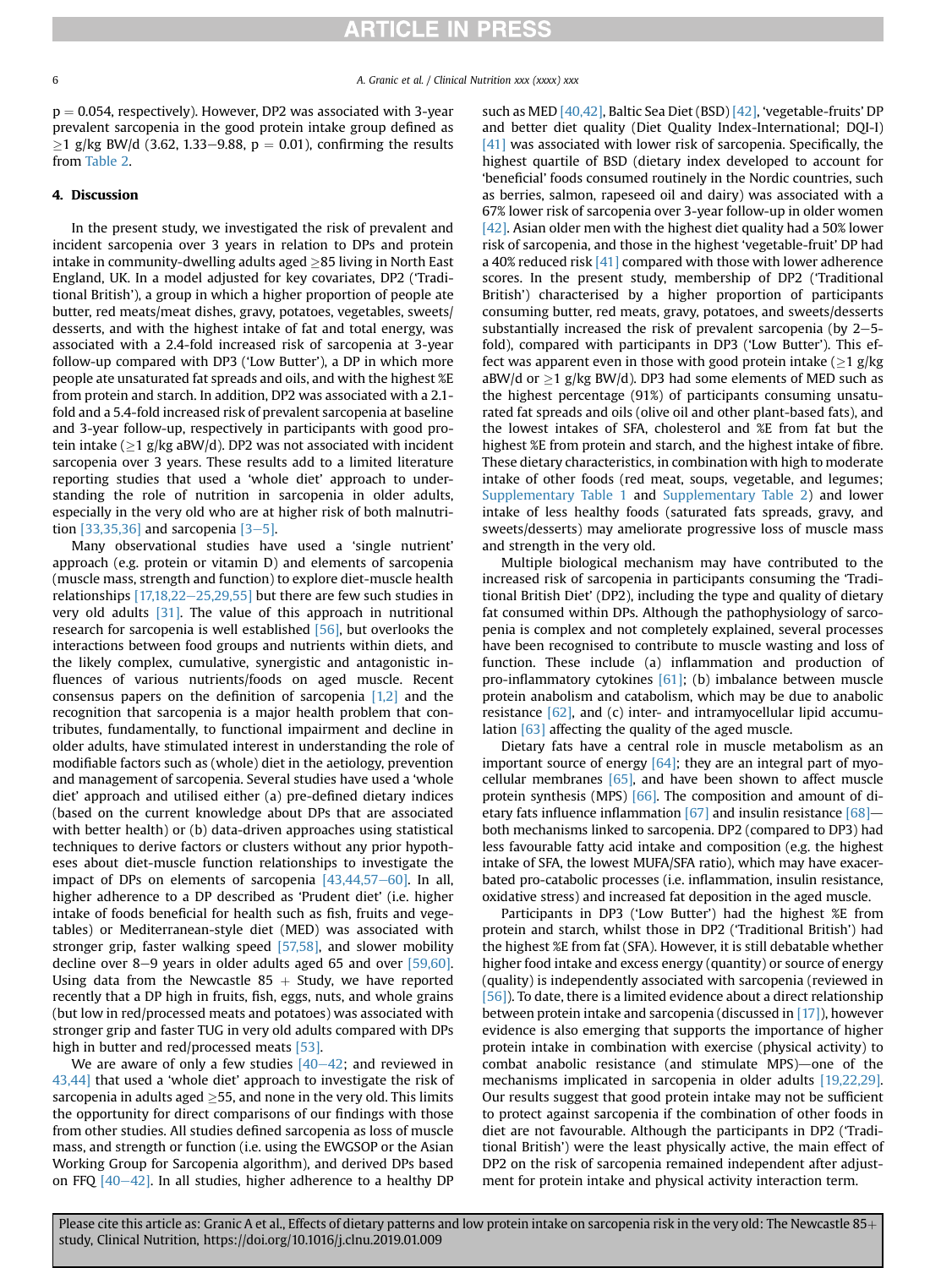p = 0.054, respectively). However, DP2 was associated with 3-year prevalent sarcopenia in the good protein intake group defined as ≥1 g/kg BW/d (3.62, 1.33–9.88, p = 0.01), confirming the results from Table 2.

## 4. Discussion

In the present study, we investigated the risk of prevalent and incident sarcopenia over 3 years in relation to DPs and protein intake in community-dwelling adults aged ≥85 living in North East England, UK. In a model adjusted for key covariates, DP2 ('Traditional British'), a group in which a higher proportion of people ate butter, red meats/meat dishes, gravy, potatoes, vegetables, sweets/desserts, and with the highest intake of fat and total energy, was associated with a 2.4-fold increased risk of sarcopenia at 3-year follow-up compared with DP3 ('Low Butter'), a DP in which more people ate unsaturated fat spreads and oils, and with the highest %E from protein and starch. In addition, DP2 was associated with a 2.1-fold and a 5.4-fold increased risk of prevalent sarcopenia at baseline and 3-year follow-up, respectively in participants with good protein intake (≥1 g/kg aBW/d). DP2 was not associated with incident sarcopenia over 3 years. These results add to a limited literature reporting studies that used a 'whole diet' approach to understanding the role of nutrition in sarcopenia in older adults, especially in the very old who are at higher risk of both malnutrition [33,35,36] and sarcopenia [3–5].

Many observational studies have used a 'single nutrient' approach (e.g. protein or vitamin D) and elements of sarcopenia (muscle mass, strength and function) to explore diet-muscle health relationships [17,18,22–25,29,55] but there are few such studies in very old adults [31]. The value of this approach in nutritional research for sarcopenia is well established [56], but overlooks the interactions between food groups and nutrients within diets, and the likely complex, cumulative, synergistic and antagonistic influences of various nutrients/foods on aged muscle. Recent consensus papers on the definition of sarcopenia [1,2] and the recognition that sarcopenia is a major health problem that contributes, fundamentally, to functional impairment and decline in older adults, have stimulated interest in understanding the role of modifiable factors such as (whole) diet in the aetiology, prevention and management of sarcopenia. Several studies have used a 'whole diet' approach and utilised either (a) pre-defined dietary indices (based on the current knowledge about DPs that are associated with better health) or (b) data-driven approaches using statistical techniques to derive factors or clusters without any prior hypotheses about diet-muscle function relationships to investigate the impact of DPs on elements of sarcopenia [43,44,57–60]. In all, higher adherence to a DP described as 'Prudent diet' (i.e. higher intake of foods beneficial for health such as fish, fruits and vegetables) or Mediterranean-style diet (MED) was associated with stronger grip, faster walking speed [57,58], and slower mobility decline over 8–9 years in older adults aged 65 and over [59,60]. Using data from the Newcastle 85 + Study, we have reported recently that a DP high in fruits, fish, eggs, nuts, and whole grains (but low in red/processed meats and potatoes) was associated with stronger grip and faster TUG in very old adults compared with DPs high in butter and red/processed meats [53].

We are aware of only a few studies [40–42]; and reviewed in 43,44] that used a 'whole diet' approach to investigate the risk of sarcopenia in adults aged ≥55, and none in the very old. This limits the opportunity for direct comparisons of our findings with those from other studies. All studies defined sarcopenia as loss of muscle mass, and strength or function (i.e. using the EWGSOP or the Asian Working Group for Sarcopenia algorithm), and derived DPs based on FFQ [40–42]. In all studies, higher adherence to a healthy DP such as MED [40,42], Baltic Sea Diet (BSD) [42], 'vegetable-fruits' DP and better diet quality (Diet Quality Index-International; DQI-I) [41] was associated with lower risk of sarcopenia. Specifically, the highest quartile of BSD (dietary index developed to account for 'beneficial' foods consumed routinely in the Nordic countries, such as berries, salmon, rapeseed oil and dairy) was associated with a 67% lower risk of sarcopenia over 3-year follow-up in older women [42]. Asian older men with the highest diet quality had a 50% lower risk of sarcopenia, and those in the highest 'vegetable-fruit' DP had a 40% reduced risk [41] compared with those with lower adherence scores. In the present study, membership of DP2 ('Traditional British') characterised by a higher proportion of participants consuming butter, red meats, gravy, potatoes, and sweets/desserts substantially increased the risk of prevalent sarcopenia (by 2–5-fold), compared with participants in DP3 ('Low Butter'). This effect was apparent even in those with good protein intake (≥1 g/kg aBW/d or ≥1 g/kg BW/d). DP3 had some elements of MED such as the highest percentage (91%) of participants consuming unsaturated fat spreads and oils (olive oil and other plant-based fats), and the lowest intakes of SFA, cholesterol and %E from fat but the highest %E from protein and starch, and the highest intake of fibre. These dietary characteristics, in combination with high to moderate intake of other foods (red meat, soups, vegetable, and legumes; Supplementary Table 1 and Supplementary Table 2) and lower intake of less healthy foods (saturated fats spreads, gravy, and sweets/desserts) may ameliorate progressive loss of muscle mass and strength in the very old.

Multiple biological mechanism may have contributed to the increased risk of sarcopenia in participants consuming the 'Traditional British Diet' (DP2), including the type and quality of dietary fat consumed within DPs. Although the pathophysiology of sarcopenia is complex and not completely explained, several processes have been recognised to contribute to muscle wasting and loss of function. These include (a) inflammation and production of pro-inflammatory cytokines [61]; (b) imbalance between muscle protein anabolism and catabolism, which may be due to anabolic resistance [62], and (c) inter- and intramyocellular lipid accumulation [63] affecting the quality of the aged muscle.

Dietary fats have a central role in muscle metabolism as an important source of energy [64]; they are an integral part of myocellular membranes [65], and have been shown to affect muscle protein synthesis (MPS) [66]. The composition and amount of dietary fats influence inflammation [67] and insulin resistance [68]—both mechanisms linked to sarcopenia. DP2 (compared to DP3) had less favourable fatty acid intake and composition (e.g. the highest intake of SFA, the lowest MUFA/SFA ratio), which may have exacerbated pro-catabolic processes (i.e. inflammation, insulin resistance, oxidative stress) and increased fat deposition in the aged muscle.

Participants in DP3 ('Low Butter') had the highest %E from protein and starch, whilst those in DP2 ('Traditional British') had the highest %E from fat (SFA). However, it is still debatable whether higher food intake and excess energy (quantity) or source of energy (quality) is independently associated with sarcopenia (reviewed in [56]). To date, there is a limited evidence about a direct relationship between protein intake and sarcopenia (discussed in [17]), however evidence is also emerging that supports the importance of higher protein intake in combination with exercise (physical activity) to combat anabolic resistance (and stimulate MPS)—one of the mechanisms implicated in sarcopenia in older adults [19,22,29]. Our results suggest that good protein intake may not be sufficient to protect against sarcopenia if the combination of other foods in diet are not favourable. Although the participants in DP2 ('Traditional British') were the least physically active, the main effect of DP2 on the risk of sarcopenia remained independent after adjustment for protein intake and physical activity interaction term.

Please cite this article as: Granic A et al., Effects of dietary patterns and low protein intake on sarcopenia risk in the very old: The Newcastle 85+ study, Clinical Nutrition, https://doi.org/10.1016/j.clnu.2019.01.009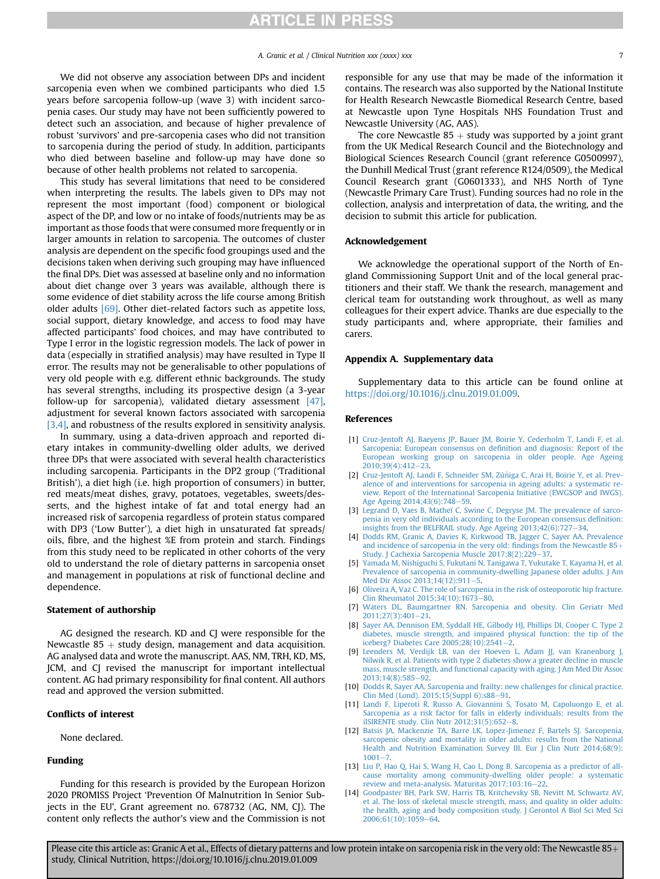We did not observe any association between DPs and incident sarcopenia even when we combined participants who died 1.5 years before sarcopenia follow-up (wave 3) with incident sarcopenia cases. Our study may have not been sufficiently powered to detect such an association, and because of higher prevalence of robust 'survivors' and pre-sarcopenia cases who did not transition to sarcopenia during the period of study. In addition, participants who died between baseline and follow-up may have done so because of other health problems not related to sarcopenia.

This study has several limitations that need to be considered when interpreting the results. The labels given to DPs may not represent the most important (food) component or biological aspect of the DP, and low or no intake of foods/nutrients may be as important as those foods that were consumed more frequently or in larger amounts in relation to sarcopenia. The outcomes of cluster analysis are dependent on the specific food groupings used and the decisions taken when deriving such grouping may have influenced the final DPs. Diet was assessed at baseline only and no information about diet change over 3 years was available, although there is some evidence of diet stability across the life course among British older adults [69]. Other diet-related factors such as appetite loss, social support, dietary knowledge, and access to food may have affected participants' food choices, and may have contributed to Type I error in the logistic regression models. The lack of power in data (especially in stratified analysis) may have resulted in Type II error. The results may not be generalisable to other populations of very old people with e.g. different ethnic backgrounds. The study has several strengths, including its prospective design (a 3-year follow-up for sarcopenia), validated dietary assessment [47], adjustment for several known factors associated with sarcopenia [3,4], and robustness of the results explored in sensitivity analysis.

In summary, using a data-driven approach and reported dietary intakes in community-dwelling older adults, we derived three DPs that were associated with several health characteristics including sarcopenia. Participants in the DP2 group ('Traditional British'), a diet high (i.e. high proportion of consumers) in butter, red meats/meat dishes, gravy, potatoes, vegetables, sweets/desserts, and the highest intake of fat and total energy had an increased risk of sarcopenia regardless of protein status compared with DP3 ('Low Butter'), a diet high in unsaturated fat spreads/oils, fibre, and the highest %E from protein and starch. Findings from this study need to be replicated in other cohorts of the very old to understand the role of dietary patterns in sarcopenia onset and management in populations at risk of functional decline and dependence.

## Statement of authorship

AG designed the research. KD and CJ were responsible for the Newcastle 85 + study design, management and data acquisition. AG analysed data and wrote the manuscript. AAS, NM, TRH, KD, MS, JCM, and CJ revised the manuscript for important intellectual content. AG had primary responsibility for final content. All authors read and approved the version submitted.

## Conflicts of interest

None declared.

## Funding

Funding for this research is provided by the European Horizon 2020 PROMISS Project 'Prevention Of Malnutrition In Senior Subjects in the EU', Grant agreement no. 678732 (AG, NM, CJ). The content only reflects the author's view and the Commission is not responsible for any use that may be made of the information it contains. The research was also supported by the National Institute for Health Research Newcastle Biomedical Research Centre, based at Newcastle upon Tyne Hospitals NHS Foundation Trust and Newcastle University (AG, AAS).

The core Newcastle 85 + study was supported by a joint grant from the UK Medical Research Council and the Biotechnology and Biological Sciences Research Council (grant reference G0500997), the Dunhill Medical Trust (grant reference R124/0509), the Medical Council Research grant (G0601333), and NHS North of Tyne (Newcastle Primary Care Trust). Funding sources had no role in the collection, analysis and interpretation of data, the writing, and the decision to submit this article for publication.

## Acknowledgement

We acknowledge the operational support of the North of England Commissioning Support Unit and of the local general practitioners and their staff. We thank the research, management and clerical team for outstanding work throughout, as well as many colleagues for their expert advice. Thanks are due especially to the study participants and, where appropriate, their families and carers.

## Appendix A. Supplementary data

Supplementary data to this article can be found online at https://doi.org/10.1016/j.clnu.2019.01.009.

## References

[1] Cruz-Jentoft AJ, Baeyens JP, Bauer JM, Boirie Y, Cederholm T, Landi F, et al. Sarcopenia: European consensus on definition and diagnosis: Report of the European working group on sarcopenia in older people. Age Ageing 2010;39(4):412–23.

[2] Cruz-Jentoft AJ, Landi F, Schneider SM, Zúñiga C, Arai H, Boirie Y, et al. Prevalence of and interventions for sarcopenia in ageing adults: a systematic review. Report of the International Sarcopenia Initiative (EWGSOP and IWGS). Age Ageing 2014;43(6):748–59.

[3] Legrand D, Vaes B, Mathei C, Swine C, Degryse JM. The prevalence of sarcopenia in very old individuals according to the European consensus definition: insights from the BELFRAIL study. Age Ageing 2013;42(6):727–34.

[4] Dodds RM, Granic A, Davies K, Kirkwood TB, Jagger C, Sayer AA. Prevalence and incidence of sarcopenia in the very old: findings from the Newcastle 85+ Study. J Cachexia Sarcopenia Muscle 2017;8(2):229–37.

[5] Yamada M, Nishiguchi S, Fukutani N, Tanigawa T, Yukutake T, Kayama H, et al. Prevalence of sarcopenia in community-dwelling Japanese older adults. J Am Med Dir Assoc 2013;14(12):911–5.

[6] Oliveira A, Vaz C. The role of sarcopenia in the risk of osteoporotic hip fracture. Clin Rheumatol 2015;34(10):1673–80.

[7] Waters DL, Baumgartner RN. Sarcopenia and obesity. Clin Geriatr Med 2011;27(3):401–21.

[8] Sayer AA, Dennison EM, Syddall HE, Gilbody HJ, Phillips DI, Cooper C. Type 2 diabetes, muscle strength, and impaired physical function: the tip of the iceberg? Diabetes Care 2005;28(10):2541–2.

[9] Leenders M, Verdijk LB, van der Hoeven L, Adam JJ, van Kranenburg J, Nilwik R, et al. Patients with type 2 diabetes show a greater decline in muscle mass, muscle strength, and functional capacity with aging. J Am Med Dir Assoc 2013;14(8):585–92.

[10] Dodds R, Sayer AA. Sarcopenia and frailty: new challenges for clinical practice. Clin Med (Lond). 2015;15(Suppl 6):s88–91.

[11] Landi F, Liperoti R, Russo A, Giovannini S, Tosato M, Capoluongo E, et al. Sarcopenia as a risk factor for falls in elderly individuals: results from the ilSIRENTE study. Clin Nutr 2012;31(5):652–8.

[12] Batsis JA, Mackenzie TA, Barre LK, Lopez-Jimenez F, Bartels SJ. Sarcopenia, sarcopenic obesity and mortality in older adults: results from the National Health and Nutrition Examination Survey III. Eur J Clin Nutr 2014;68(9):1001–7.

[13] Liu P, Hao Q, Hai S, Wang H, Cao L, Dong B. Sarcopenia as a predictor of all-cause mortality among community-dwelling older people: a systematic review and meta-analysis. Maturitas 2017;103:16–22.

[14] Goodpaster BH, Park SW, Harris TB, Kritchevsky SB, Nevitt M, Schwartz AV, et al. The loss of skeletal muscle strength, mass, and quality in older adults: the health, aging and body composition study. J Gerontol A Biol Sci Med Sci 2006;61(10):1059–64.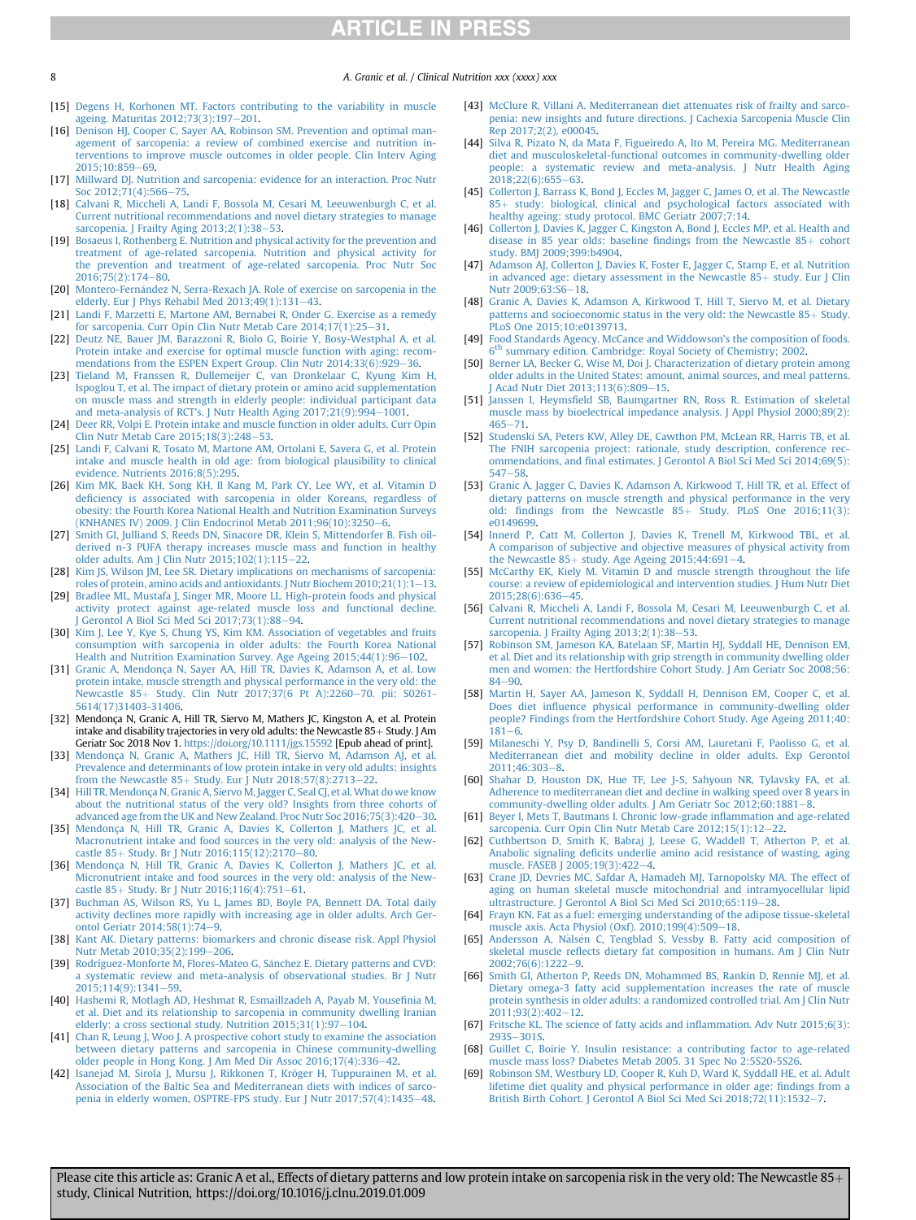[15] Degens H, Korhonen MT. Factors contributing to the variability in muscle ageing. Maturitas 2012;73(3):197–201.

[16] Denison HJ, Cooper C, Sayer AA, Robinson SM. Prevention and optimal management of sarcopenia: a review of combined exercise and nutrition interventions to improve muscle outcomes in older people. Clin Interv Aging 2015;10:859–69.

[17] Millward DJ. Nutrition and sarcopenia: evidence for an interaction. Proc Nutr Soc 2012;71(4):566–75.

[18] Calvani R, Miccheli A, Landi F, Bossola M, Cesari M, Leeuwenburgh C, et al. Current nutritional recommendations and novel dietary strategies to manage sarcopenia. J Frailty Aging 2013;2(1):38–53.

[19] Bosaeus I, Rothenberg E. Nutrition and physical activity for the prevention and treatment of age-related sarcopenia. Nutrition and physical activity for the prevention and treatment of age-related sarcopenia. Proc Nutr Soc 2016;75(2):174–80.

[20] Montero-Fernández N, Serra-Rexach JA. Role of exercise on sarcopenia in the elderly. Eur J Phys Rehabil Med 2013;49(1):131–43.

[21] Landi F, Marzetti E, Martone AM, Bernabei R, Onder G. Exercise as a remedy for sarcopenia. Curr Opin Clin Nutr Metab Care 2014;17(1):25–31.

[22] Deutz NE, Bauer JM, Barazzoni R, Biolo G, Boirie Y, Bosy-Westphal A, et al. Protein intake and exercise for optimal muscle function with aging: recommendations from the ESPEN Expert Group. Clin Nutr 2014;33(6):929–36.

[23] Tieland M, Franssen R, Dullemeijer C, van Dronkelaar C, Kyung Kim H, Ispoglou T, et al. The impact of dietary protein or amino acid supplementation on muscle mass and strength in elderly people: individual participant data and meta-analysis of RCT's. J Nutr Health Aging 2017;21(9):994–1001.

[24] Deer RR, Volpi E. Protein intake and muscle function in older adults. Curr Opin Clin Nutr Metab Care 2015;18(3):248–53.

[25] Landi F, Calvani R, Tosato M, Martone AM, Ortolani E, Savera G, et al. Protein intake and muscle health in old age: from biological plausibility to clinical evidence. Nutrients 2016;8(5):295.

[26] Kim MK, Baek KH, Song KH, Il Kang M, Park CY, Lee WY, et al. Vitamin D deficiency is associated with sarcopenia in older Koreans, regardless of obesity: the Fourth Korea National Health and Nutrition Examination Surveys (KNHANES IV) 2009. J Clin Endocrinol Metab 2011;96(10):3250–6.

[27] Smith GI, Julliand S, Reeds DN, Sinacore DR, Klein S, Mittendorfer B. Fish oil-derived n-3 PUFA therapy increases muscle mass and function in healthy older adults. Am J Clin Nutr 2015;102(1):115–22.

[28] Kim JS, Wilson JM, Lee SR. Dietary implications on mechanisms of sarcopenia: roles of protein, amino acids and antioxidants. J Nutr Biochem 2010;21(1):1–13.

[29] Bradlee ML, Mustafa J, Singer MR, Moore LL. High-protein foods and physical activity protect against age-related muscle loss and functional decline. J Gerontol A Biol Sci Med Sci 2017;73(1):88–94.

[30] Kim J, Lee Y, Kye S, Chung YS, Kim KM. Association of vegetables and fruits consumption with sarcopenia in older adults: the Fourth Korea National Health and Nutrition Examination Survey. Age Ageing 2015;44(1):96–102.

[31] Granic A, Mendonça N, Sayer AA, Hill TR, Davies K, Adamson A, et al. Low protein intake, muscle strength and physical performance in the very old: the Newcastle 85+ Study. Clin Nutr 2017;37(6 Pt A):2260–70. pii: S0261-5614(17)31403-31406.

[32] Mendonça N, Granic A, Hill TR, Siervo M, Mathers JC, Kingston A, et al. Protein intake and disability trajectories in very old adults: the Newcastle 85+ Study. J Am Geriatr Soc 2018 Nov 1. https://doi.org/10.1111/jgs.15592 [Epub ahead of print].

[33] Mendonça N, Granic A, Mathers JC, Hill TR, Siervo M, Adamson AJ, et al. Prevalence and determinants of low protein intake in very old adults: insights from the Newcastle 85+ Study. Eur J Nutr 2018;57(8):2713–22.

[34] Hill TR, Mendonça N, Granic A, Siervo M, Jagger C, Seal CJ, et al. What do we know about the nutritional status of the very old? Insights from three cohorts of advanced age from the UK and New Zealand. Proc Nutr Soc 2016;75(3):420–30.

[35] Mendonça N, Hill TR, Granic A, Davies K, Collerton J, Mathers JC, et al. Macronutrient intake and food sources in the very old: analysis of the Newcastle 85+ Study. Br J Nutr 2016;115(12):2170–80.

[36] Mendonça N, Hill TR, Granic A, Davies K, Collerton J, Mathers JC, et al. Micronutrient intake and food sources in the very old: analysis of the Newcastle 85+ Study. Br J Nutr 2016;116(4):751–61.

[37] Buchman AS, Wilson RS, Yu L, James BD, Boyle PA, Bennett DA. Total daily activity declines more rapidly with increasing age in older adults. Arch Gerontol Geriatr 2014;58(1):74–9.

[38] Kant AK. Dietary patterns: biomarkers and chronic disease risk. Appl Physiol Nutr Metab 2010;35(2):199–206.

[39] Rodríguez-Monforte M, Flores-Mateo G, Sánchez E. Dietary patterns and CVD: a systematic review and meta-analysis of observational studies. Br J Nutr 2015;114(9):1341–59.

[40] Hashemi R, Motlagh AD, Heshmat R, Esmaillzadeh A, Payab M, Yousefinia M, et al. Diet and its relationship to sarcopenia in community dwelling Iranian elderly: a cross sectional study. Nutrition 2015;31(1):97–104.

[41] Chan R, Leung J, Woo J. A prospective cohort study to examine the association between dietary patterns and sarcopenia in Chinese community-dwelling older people in Hong Kong. J Am Med Dir Assoc 2016;17(4):336–42.

[42] Isanejad M, Sirola J, Mursu J, Rikkonen T, Kröger H, Tuppurainen M, et al. Association of the Baltic Sea and Mediterranean diets with indices of sarcopenia in elderly women, OSPTRE-FPS study. Eur J Nutr 2017;57(4):1435–48.

[43] McClure R, Villani A. Mediterranean diet attenuates risk of frailty and sarcopenia: new insights and future directions. J Cachexia Sarcopenia Muscle Clin Rep 2017;2(2), e00045.

[44] Silva R, Pizato N, da Mata F, Figueiredo A, Ito M, Pereira MG. Mediterranean diet and musculoskeletal-functional outcomes in community-dwelling older people: a systematic review and meta-analysis. J Nutr Health Aging 2018;22(6):655–63.

[45] Collerton J, Barrass K, Bond J, Eccles M, Jagger C, James O, et al. The Newcastle 85+ study: biological, clinical and psychological factors associated with healthy ageing: study protocol. BMC Geriatr 2007;7:14.

[46] Collerton J, Davies K, Jagger C, Kingston A, Bond J, Eccles MP, et al. Health and disease in 85 year olds: baseline findings from the Newcastle 85+ cohort study. BMJ 2009;399:b4904.

[47] Adamson AJ, Collerton J, Davies K, Foster E, Jagger C, Stamp E, et al. Nutrition in advanced age: dietary assessment in the Newcastle 85+ study. Eur J Clin Nutr 2009;63:S6–18.

[48] Granic A, Davies K, Adamson A, Kirkwood T, Hill T, Siervo M, et al. Dietary patterns and socioeconomic status in the very old: the Newcastle 85+ Study. PLoS One 2015;10:e0139713.

[49] Food Standards Agency. McCance and Widdowson's the composition of foods. 6th summary edition. Cambridge: Royal Society of Chemistry; 2002.

[50] Berner LA, Becker G, Wise M, Doi J. Characterization of dietary protein among older adults in the United States: amount, animal sources, and meal patterns. J Acad Nutr Diet 2013;113(6):809–15.

[51] Janssen I, Heymsfield SB, Baumgartner RN, Ross R. Estimation of skeletal muscle mass by bioelectrical impedance analysis. J Appl Physiol 2000;89(2):465–71.

[52] Studenski SA, Peters KW, Alley DE, Cawthon PM, McLean RR, Harris TB, et al. The FNIH sarcopenia project: rationale, study description, conference recommendations, and final estimates. J Gerontol A Biol Sci Med Sci 2014;69(5):547–58.

[53] Granic A, Jagger C, Davies K, Adamson A, Kirkwood T, Hill TR, et al. Effect of dietary patterns on muscle strength and physical performance in the very old: findings from the Newcastle 85+ Study. PLoS One 2016;11(3):e0149699.

[54] Innerd P, Catt M, Collerton J, Davies K, Trenell M, Kirkwood TBL, et al. A comparison of subjective and objective measures of physical activity from the Newcastle 85+ study. Age Ageing 2015;44:691–4.

[55] McCarthy EK, Kiely M. Vitamin D and muscle strength throughout the life course: a review of epidemiological and intervention studies. J Hum Nutr Diet 2015;28(6):636–45.

[56] Calvani R, Miccheli A, Landi F, Bossola M, Cesari M, Leeuwenburgh C, et al. Current nutritional recommendations and novel dietary strategies to manage sarcopenia. J Frailty Aging 2013;2(1):38–53.

[57] Robinson SM, Jameson KA, Batelaan SF, Martin HJ, Syddall HE, Dennison EM, et al. Diet and its relationship with grip strength in community dwelling older men and women: the Hertfordshire Cohort Study. J Am Geriatr Soc 2008;56:84–90.

[58] Martin H, Sayer AA, Jameson K, Syddall H, Dennison EM, Cooper C, et al. Does diet influence physical performance in community-dwelling older people? Findings from the Hertfordshire Cohort Study. Age Ageing 2011;40:181–6.

[59] Milaneschi Y, Psy D, Bandinelli S, Corsi AM, Lauretani F, Paolisso G, et al. Mediterranean diet and mobility decline in older adults. Exp Gerontol 2011;46:303–8.

[60] Shahar D, Houston DK, Hue TF, Lee J-S, Sahyoun NR, Tylavsky FA, et al. Adherence to mediterranean diet and decline in walking speed over 8 years in community-dwelling older adults. J Am Geriatr Soc 2012;60:1881–8.

[61] Beyer I, Mets T, Bautmans I. Chronic low-grade inflammation and age-related sarcopenia. Curr Opin Clin Nutr Metab Care 2012;15(1):12–22.

[62] Cuthbertson D, Smith K, Babraj J, Leese G, Waddell T, Atherton P, et al. Anabolic signaling deficits underlie amino acid resistance of wasting, aging muscle. FASEB J 2005;19(3):422–4.

[63] Crane JD, Devries MC, Safdar A, Hamadeh MJ, Tarnopolsky MA. The effect of aging on human skeletal muscle mitochondrial and intramyocellular lipid ultrastructure. J Gerontol A Biol Sci Med Sci 2010;65:119–28.

[64] Frayn KN. Fat as a fuel: emerging understanding of the adipose tissue-skeletal muscle axis. Acta Physiol (Oxf). 2010;199(4):509–18.

[65] Andersson A, Nälsén C, Tengblad S, Vessby B. Fatty acid composition of skeletal muscle reflects dietary fat composition in humans. Am J Clin Nutr 2002;76(6):1222–9.

[66] Smith GI, Atherton P, Reeds DN, Mohammed BS, Rankin D, Rennie MJ, et al. Dietary omega-3 fatty acid supplementation increases the rate of muscle protein synthesis in older adults: a randomized controlled trial. Am J Clin Nutr 2011;93(2):402–12.

[67] Fritsche KL. The science of fatty acids and inflammation. Adv Nutr 2015;6(3):293S–301S.

[68] Guillet C, Boirie Y. Insulin resistance: a contributing factor to age-related muscle mass loss? Diabetes Metab 2005. 31 Spec No 2:5S20-5S26.

[69] Robinson SM, Westbury LD, Cooper R, Kuh D, Ward K, Syddall HE, et al. Adult lifetime diet quality and physical performance in older age: findings from a British Birth Cohort. J Gerontol A Biol Sci Med Sci 2018;72(11):1532–7.

Please cite this article as: Granic A et al., Effects of dietary patterns and low protein intake on sarcopenia risk in the very old: The Newcastle 85+ study, Clinical Nutrition, https://doi.org/10.1016/j.clnu.2019.01.009